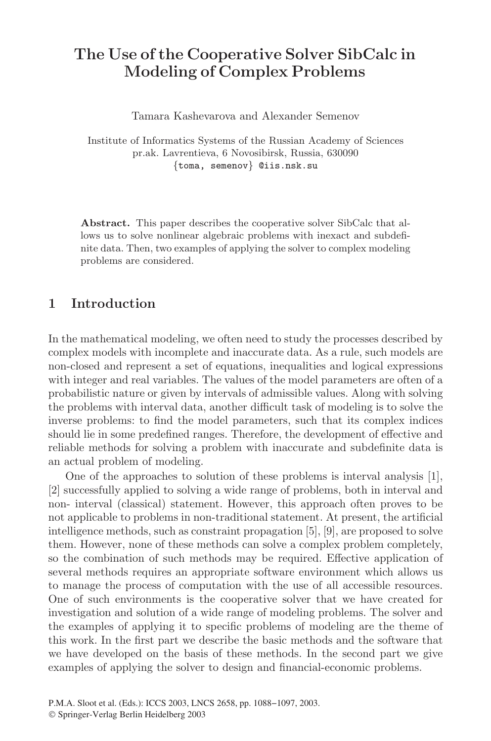# The Use of the Cooperative Solver SibCalc in Modeling of Complex Problems

Tamara Kashevarova and Alexander Semenov

Institute of Informatics Systems of the Russian Academy of Sciences
pr.ak. Lavrentieva, 6 Novosibirsk, Russia, 630090
{toma, semenov} @iis.nsk.su

**Abstract.** This paper describes the cooperative solver SibCalc that allows us to solve nonlinear algebraic problems with inexact and subdefinite data. Then, two examples of applying the solver to complex modeling problems are considered.

## 1 Introduction

In the mathematical modeling, we often need to study the processes described by complex models with incomplete and inaccurate data. As a rule, such models are non-closed and represent a set of equations, inequalities and logical expressions with integer and real variables. The values of the model parameters are often of a probabilistic nature or given by intervals of admissible values. Along with solving the problems with interval data, another difficult task of modeling is to solve the inverse problems: to find the model parameters, such that its complex indices should lie in some predefined ranges. Therefore, the development of effective and reliable methods for solving a problem with inaccurate and subdefinite data is an actual problem of modeling.

One of the approaches to solution of these problems is interval analysis [1], [2] successfully applied to solving a wide range of problems, both in interval and non- interval (classical) statement. However, this approach often proves to be not applicable to problems in non-traditional statement. At present, the artificial intelligence methods, such as constraint propagation [5], [9], are proposed to solve them. However, none of these methods can solve a complex problem completely, so the combination of such methods may be required. Effective application of several methods requires an appropriate software environment which allows us to manage the process of computation with the use of all accessible resources. One of such environments is the cooperative solver that we have created for investigation and solution of a wide range of modeling problems. The solver and the examples of applying it to specific problems of modeling are the theme of this work. In the first part we describe the basic methods and the software that we have developed on the basis of these methods. In the second part we give examples of applying the solver to design and financial-economic problems.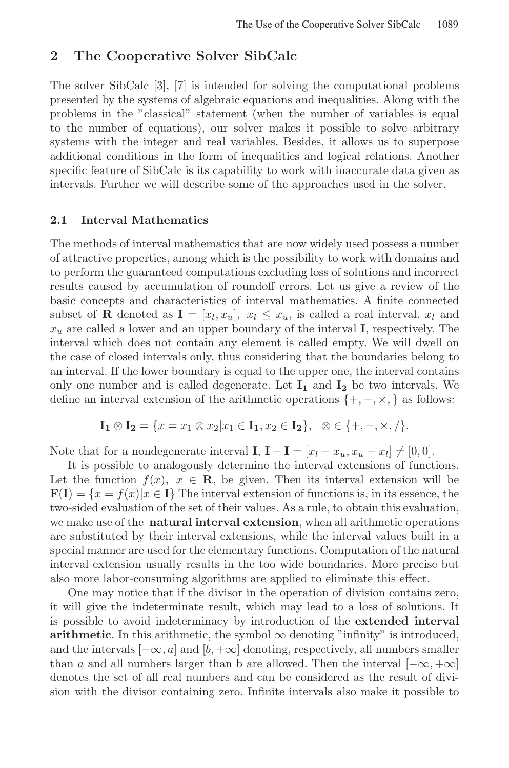## 2 The Cooperative Solver SibCalc

The solver SibCalc [3], [7] is intended for solving the computational problems presented by the systems of algebraic equations and inequalities. Along with the problems in the "classical" statement (when the number of variables is equal to the number of equations), our solver makes it possible to solve arbitrary systems with the integer and real variables. Besides, it allows us to superpose additional conditions in the form of inequalities and logical relations. Another specific feature of SibCalc is its capability to work with inaccurate data given as intervals. Further we will describe some of the approaches used in the solver.

### 2.1 Interval Mathematics

The methods of interval mathematics that are now widely used possess a number of attractive properties, among which is the possibility to work with domains and to perform the guaranteed computations excluding loss of solutions and incorrect results caused by accumulation of roundoff errors. Let us give a review of the basic concepts and characteristics of interval mathematics. A finite connected subset of $\mathbf{R}$ denoted as $\mathbf{I} = [x_l, x_u],\ x_l \leq x_u$, is called a real interval. $x_l$ and $x_u$ are called a lower and an upper boundary of the interval $\mathbf{I}$, respectively. The interval which does not contain any element is called empty. We will dwell on the case of closed intervals only, thus considering that the boundaries belong to an interval. If the lower boundary is equal to the upper one, the interval contains only one number and is called degenerate. Let $\mathbf{I_1}$ and $\mathbf{I_2}$ be two intervals. We define an interval extension of the arithmetic operations $\{+, -, \times, \}$ as follows:

$$\mathbf{I_1} \otimes \mathbf{I_2} = \{x = x_1 \otimes x_2 | x_1 \in \mathbf{I_1}, x_2 \in \mathbf{I_2}\}, \quad \otimes \in \{+, -, \times, /\}.$$

Note that for a nondegenerate interval $\mathbf{I}$, $\mathbf{I} - \mathbf{I} = [x_l - x_u, x_u - x_l] \neq [0, 0]$.

It is possible to analogously determine the interval extensions of functions. Let the function $f(x),\ x \in \mathbf{R}$, be given. Then its interval extension will be $\mathbf{F}(\mathbf{I}) = \{x = f(x) | x \in \mathbf{I}\}$ The interval extension of functions is, in its essence, the two-sided evaluation of the set of their values. As a rule, to obtain this evaluation, we make use of the **natural interval extension**, when all arithmetic operations are substituted by their interval extensions, while the interval values built in a special manner are used for the elementary functions. Computation of the natural interval extension usually results in the too wide boundaries. More precise but also more labor-consuming algorithms are applied to eliminate this effect.

One may notice that if the divisor in the operation of division contains zero, it will give the indeterminate result, which may lead to a loss of solutions. It is possible to avoid indeterminacy by introduction of the **extended interval arithmetic**. In this arithmetic, the symbol $\infty$ denoting "infinity" is introduced, and the intervals $[-\infty, a]$ and $[b, +\infty]$ denoting, respectively, all numbers smaller than $a$ and all numbers larger than b are allowed. Then the interval $[-\infty, +\infty]$ denotes the set of all real numbers and can be considered as the result of division with the divisor containing zero. Infinite intervals also make it possible to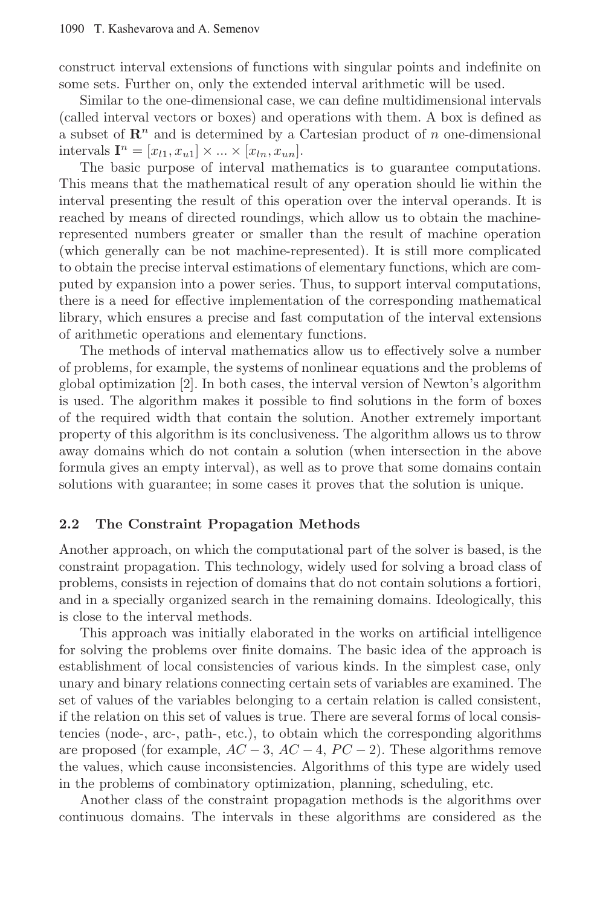construct interval extensions of functions with singular points and indefinite on some sets. Further on, only the extended interval arithmetic will be used.

Similar to the one-dimensional case, we can define multidimensional intervals (called interval vectors or boxes) and operations with them. A box is defined as a subset of $\mathbf{R}^n$ and is determined by a Cartesian product of $n$ one-dimensional intervals $\mathbf{I}^n = [x_{l1}, x_{u1}] \times ... \times [x_{ln}, x_{un}]$.

The basic purpose of interval mathematics is to guarantee computations. This means that the mathematical result of any operation should lie within the interval presenting the result of this operation over the interval operands. It is reached by means of directed roundings, which allow us to obtain the machine-represented numbers greater or smaller than the result of machine operation (which generally can be not machine-represented). It is still more complicated to obtain the precise interval estimations of elementary functions, which are computed by expansion into a power series. Thus, to support interval computations, there is a need for effective implementation of the corresponding mathematical library, which ensures a precise and fast computation of the interval extensions of arithmetic operations and elementary functions.

The methods of interval mathematics allow us to effectively solve a number of problems, for example, the systems of nonlinear equations and the problems of global optimization [2]. In both cases, the interval version of Newton's algorithm is used. The algorithm makes it possible to find solutions in the form of boxes of the required width that contain the solution. Another extremely important property of this algorithm is its conclusiveness. The algorithm allows us to throw away domains which do not contain a solution (when intersection in the above formula gives an empty interval), as well as to prove that some domains contain solutions with guarantee; in some cases it proves that the solution is unique.

### 2.2 The Constraint Propagation Methods

Another approach, on which the computational part of the solver is based, is the constraint propagation. This technology, widely used for solving a broad class of problems, consists in rejection of domains that do not contain solutions a fortiori, and in a specially organized search in the remaining domains. Ideologically, this is close to the interval methods.

This approach was initially elaborated in the works on artificial intelligence for solving the problems over finite domains. The basic idea of the approach is establishment of local consistencies of various kinds. In the simplest case, only unary and binary relations connecting certain sets of variables are examined. The set of values of the variables belonging to a certain relation is called consistent, if the relation on this set of values is true. There are several forms of local consistencies (node-, arc-, path-, etc.), to obtain which the corresponding algorithms are proposed (for example, $AC-3$, $AC-4$, $PC-2$). These algorithms remove the values, which cause inconsistencies. Algorithms of this type are widely used in the problems of combinatory optimization, planning, scheduling, etc.

Another class of the constraint propagation methods is the algorithms over continuous domains. The intervals in these algorithms are considered as the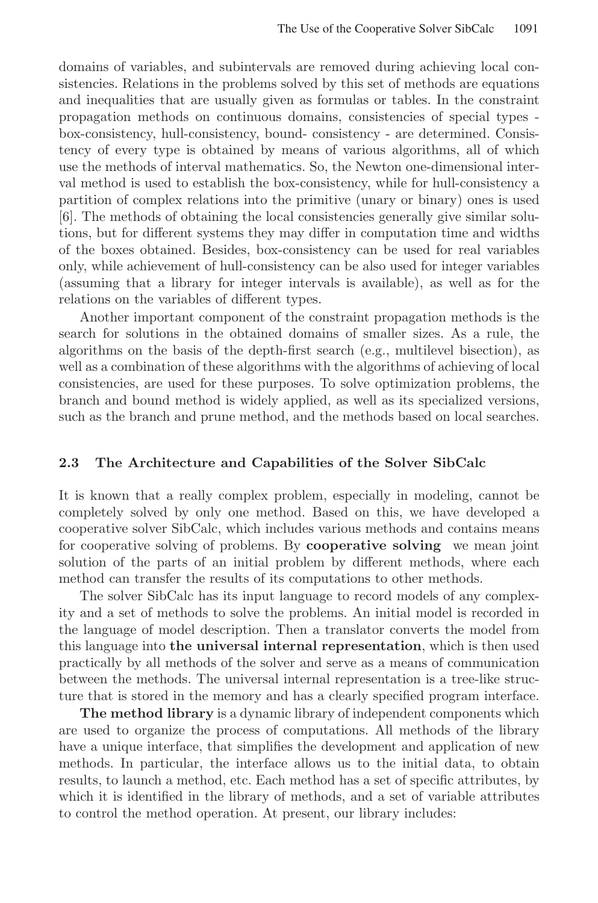domains of variables, and subintervals are removed during achieving local consistencies. Relations in the problems solved by this set of methods are equations and inequalities that are usually given as formulas or tables. In the constraint propagation methods on continuous domains, consistencies of special types - box-consistency, hull-consistency, bound- consistency - are determined. Consistency of every type is obtained by means of various algorithms, all of which use the methods of interval mathematics. So, the Newton one-dimensional interval method is used to establish the box-consistency, while for hull-consistency a partition of complex relations into the primitive (unary or binary) ones is used [6]. The methods of obtaining the local consistencies generally give similar solutions, but for different systems they may differ in computation time and widths of the boxes obtained. Besides, box-consistency can be used for real variables only, while achievement of hull-consistency can be also used for integer variables (assuming that a library for integer intervals is available), as well as for the relations on the variables of different types.

Another important component of the constraint propagation methods is the search for solutions in the obtained domains of smaller sizes. As a rule, the algorithms on the basis of the depth-first search (e.g., multilevel bisection), as well as a combination of these algorithms with the algorithms of achieving of local consistencies, are used for these purposes. To solve optimization problems, the branch and bound method is widely applied, as well as its specialized versions, such as the branch and prune method, and the methods based on local searches.

### 2.3 The Architecture and Capabilities of the Solver SibCalc

It is known that a really complex problem, especially in modeling, cannot be completely solved by only one method. Based on this, we have developed a cooperative solver SibCalc, which includes various methods and contains means for cooperative solving of problems. By **cooperative solving** we mean joint solution of the parts of an initial problem by different methods, where each method can transfer the results of its computations to other methods.

The solver SibCalc has its input language to record models of any complexity and a set of methods to solve the problems. An initial model is recorded in the language of model description. Then a translator converts the model from this language into **the universal internal representation**, which is then used practically by all methods of the solver and serve as a means of communication between the methods. The universal internal representation is a tree-like structure that is stored in the memory and has a clearly specified program interface.

**The method library** is a dynamic library of independent components which are used to organize the process of computations. All methods of the library have a unique interface, that simplifies the development and application of new methods. In particular, the interface allows us to the initial data, to obtain results, to launch a method, etc. Each method has a set of specific attributes, by which it is identified in the library of methods, and a set of variable attributes to control the method operation. At present, our library includes: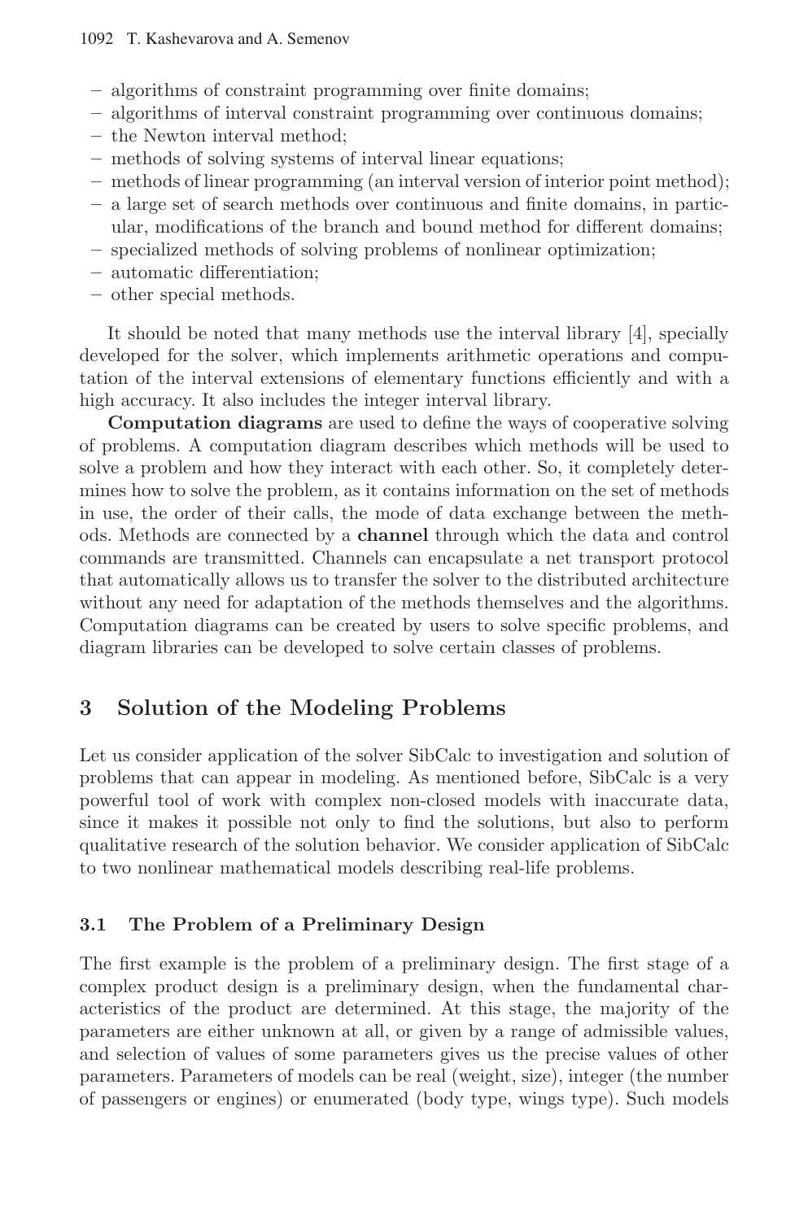- algorithms of constraint programming over finite domains;
- algorithms of interval constraint programming over continuous domains;
- the Newton interval method;
- methods of solving systems of interval linear equations;
- methods of linear programming (an interval version of interior point method);
- a large set of search methods over continuous and finite domains, in particular, modifications of the branch and bound method for different domains;
- specialized methods of solving problems of nonlinear optimization;
- automatic differentiation;
- other special methods.

It should be noted that many methods use the interval library [4], specially developed for the solver, which implements arithmetic operations and computation of the interval extensions of elementary functions efficiently and with a high accuracy. It also includes the integer interval library.

**Computation diagrams** are used to define the ways of cooperative solving of problems. A computation diagram describes which methods will be used to solve a problem and how they interact with each other. So, it completely determines how to solve the problem, as it contains information on the set of methods in use, the order of their calls, the mode of data exchange between the methods. Methods are connected by a **channel** through which the data and control commands are transmitted. Channels can encapsulate a net transport protocol that automatically allows us to transfer the solver to the distributed architecture without any need for adaptation of the methods themselves and the algorithms. Computation diagrams can be created by users to solve specific problems, and diagram libraries can be developed to solve certain classes of problems.

## 3 Solution of the Modeling Problems

Let us consider application of the solver SibCalc to investigation and solution of problems that can appear in modeling. As mentioned before, SibCalc is a very powerful tool of work with complex non-closed models with inaccurate data, since it makes it possible not only to find the solutions, but also to perform qualitative research of the solution behavior. We consider application of SibCalc to two nonlinear mathematical models describing real-life problems.

### 3.1 The Problem of a Preliminary Design

The first example is the problem of a preliminary design. The first stage of a complex product design is a preliminary design, when the fundamental characteristics of the product are determined. At this stage, the majority of the parameters are either unknown at all, or given by a range of admissible values, and selection of values of some parameters gives us the precise values of other parameters. Parameters of models can be real (weight, size), integer (the number of passengers or engines) or enumerated (body type, wings type). Such models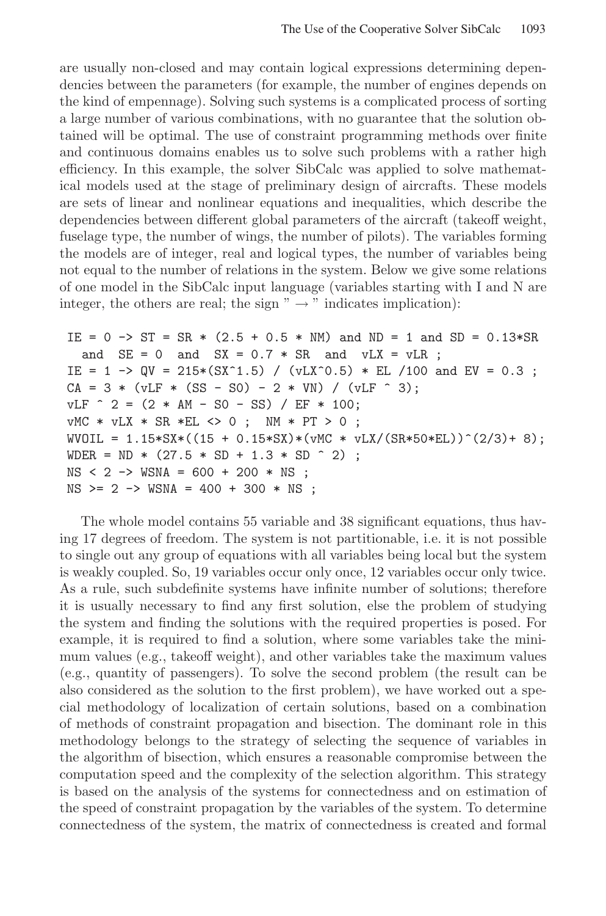are usually non-closed and may contain logical expressions determining dependencies between the parameters (for example, the number of engines depends on the kind of empennage). Solving such systems is a complicated process of sorting a large number of various combinations, with no guarantee that the solution obtained will be optimal. The use of constraint programming methods over finite and continuous domains enables us to solve such problems with a rather high efficiency. In this example, the solver SibCalc was applied to solve mathematical models used at the stage of preliminary design of aircrafts. These models are sets of linear and nonlinear equations and inequalities, which describe the dependencies between different global parameters of the aircraft (takeoff weight, fuselage type, the number of wings, the number of pilots). The variables forming the models are of integer, real and logical types, the number of variables being not equal to the number of relations in the system. Below we give some relations of one model in the SibCalc input language (variables starting with I and N are integer, the others are real; the sign " $\rightarrow$ " indicates implication):

```
IE = 0 -> ST = SR * (2.5 + 0.5 * NM) and ND = 1 and SD = 0.13*SR
  and  SE = 0  and  SX = 0.7 * SR  and  vLX = vLR ;
IE = 1 -> QV = 215*(SX^1.5) / (vLX^0.5) * EL /100 and EV = 0.3 ;
CA = 3 * (vLF * (SS - S0) - 2 * VN) / (vLF ^ 3);
vLF ^ 2 = (2 * AM - S0 - SS) / EF * 100;
vMC * vLX * SR *EL <> 0 ;  NM * PT > 0 ;
WVOIL = 1.15*SX*((15 + 0.15*SX)*(vMC * vLX/(SR*50*EL))^(2/3)+ 8);
WDER = ND * (27.5 * SD + 1.3 * SD ^ 2) ;
NS < 2 -> WSNA = 600 + 200 * NS ;
NS >= 2 -> WSNA = 400 + 300 * NS ;
```

The whole model contains 55 variable and 38 significant equations, thus having 17 degrees of freedom. The system is not partitionable, i.e. it is not possible to single out any group of equations with all variables being local but the system is weakly coupled. So, 19 variables occur only once, 12 variables occur only twice. As a rule, such subdefinite systems have infinite number of solutions; therefore it is usually necessary to find any first solution, else the problem of studying the system and finding the solutions with the required properties is posed. For example, it is required to find a solution, where some variables take the minimum values (e.g., takeoff weight), and other variables take the maximum values (e.g., quantity of passengers). To solve the second problem (the result can be also considered as the solution to the first problem), we have worked out a special methodology of localization of certain solutions, based on a combination of methods of constraint propagation and bisection. The dominant role in this methodology belongs to the strategy of selecting the sequence of variables in the algorithm of bisection, which ensures a reasonable compromise between the computation speed and the complexity of the selection algorithm. This strategy is based on the analysis of the systems for connectedness and on estimation of the speed of constraint propagation by the variables of the system. To determine connectedness of the system, the matrix of connectedness is created and formal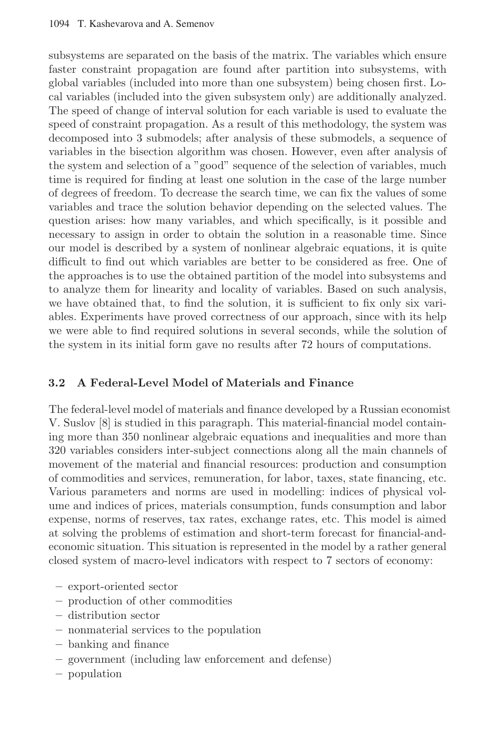subsystems are separated on the basis of the matrix. The variables which ensure faster constraint propagation are found after partition into subsystems, with global variables (included into more than one subsystem) being chosen first. Local variables (included into the given subsystem only) are additionally analyzed. The speed of change of interval solution for each variable is used to evaluate the speed of constraint propagation. As a result of this methodology, the system was decomposed into 3 submodels; after analysis of these submodels, a sequence of variables in the bisection algorithm was chosen. However, even after analysis of the system and selection of a "good" sequence of the selection of variables, much time is required for finding at least one solution in the case of the large number of degrees of freedom. To decrease the search time, we can fix the values of some variables and trace the solution behavior depending on the selected values. The question arises: how many variables, and which specifically, is it possible and necessary to assign in order to obtain the solution in a reasonable time. Since our model is described by a system of nonlinear algebraic equations, it is quite difficult to find out which variables are better to be considered as free. One of the approaches is to use the obtained partition of the model into subsystems and to analyze them for linearity and locality of variables. Based on such analysis, we have obtained that, to find the solution, it is sufficient to fix only six variables. Experiments have proved correctness of our approach, since with its help we were able to find required solutions in several seconds, while the solution of the system in its initial form gave no results after 72 hours of computations.

### 3.2 A Federal-Level Model of Materials and Finance

The federal-level model of materials and finance developed by a Russian economist V. Suslov [8] is studied in this paragraph. This material-financial model containing more than 350 nonlinear algebraic equations and inequalities and more than 320 variables considers inter-subject connections along all the main channels of movement of the material and financial resources: production and consumption of commodities and services, remuneration, for labor, taxes, state financing, etc. Various parameters and norms are used in modelling: indices of physical volume and indices of prices, materials consumption, funds consumption and labor expense, norms of reserves, tax rates, exchange rates, etc. This model is aimed at solving the problems of estimation and short-term forecast for financial-and-economic situation. This situation is represented in the model by a rather general closed system of macro-level indicators with respect to 7 sectors of economy:

- export-oriented sector
- production of other commodities
- distribution sector
- nonmaterial services to the population
- banking and finance
- government (including law enforcement and defense)
- population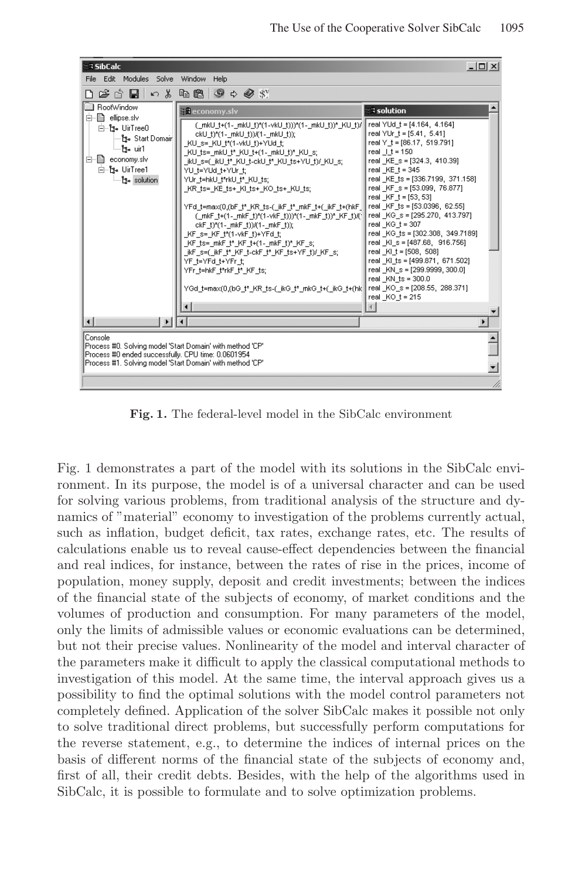**Fig. 1.** The federal-level model in the SibCalc environment

Fig. 1 demonstrates a part of the model with its solutions in the SibCalc environment. In its purpose, the model is of a universal character and can be used for solving various problems, from traditional analysis of the structure and dynamics of "material" economy to investigation of the problems currently actual, such as inflation, budget deficit, tax rates, exchange rates, etc. The results of calculations enable us to reveal cause-effect dependencies between the financial and real indices, for instance, between the rates of rise in the prices, income of population, money supply, deposit and credit investments; between the indices of the financial state of the subjects of economy, of market conditions and the volumes of production and consumption. For many parameters of the model, only the limits of admissible values or economic evaluations can be determined, but not their precise values. Nonlinearity of the model and interval character of the parameters make it difficult to apply the classical computational methods to investigation of this model. At the same time, the interval approach gives us a possibility to find the optimal solutions with the model control parameters not completely defined. Application of the solver SibCalc makes it possible not only to solve traditional direct problems, but successfully perform computations for the reverse statement, e.g., to determine the indices of internal prices on the basis of different norms of the financial state of the subjects of economy and, first of all, their credit debts. Besides, with the help of the algorithms used in SibCalc, it is possible to formulate and to solve optimization problems.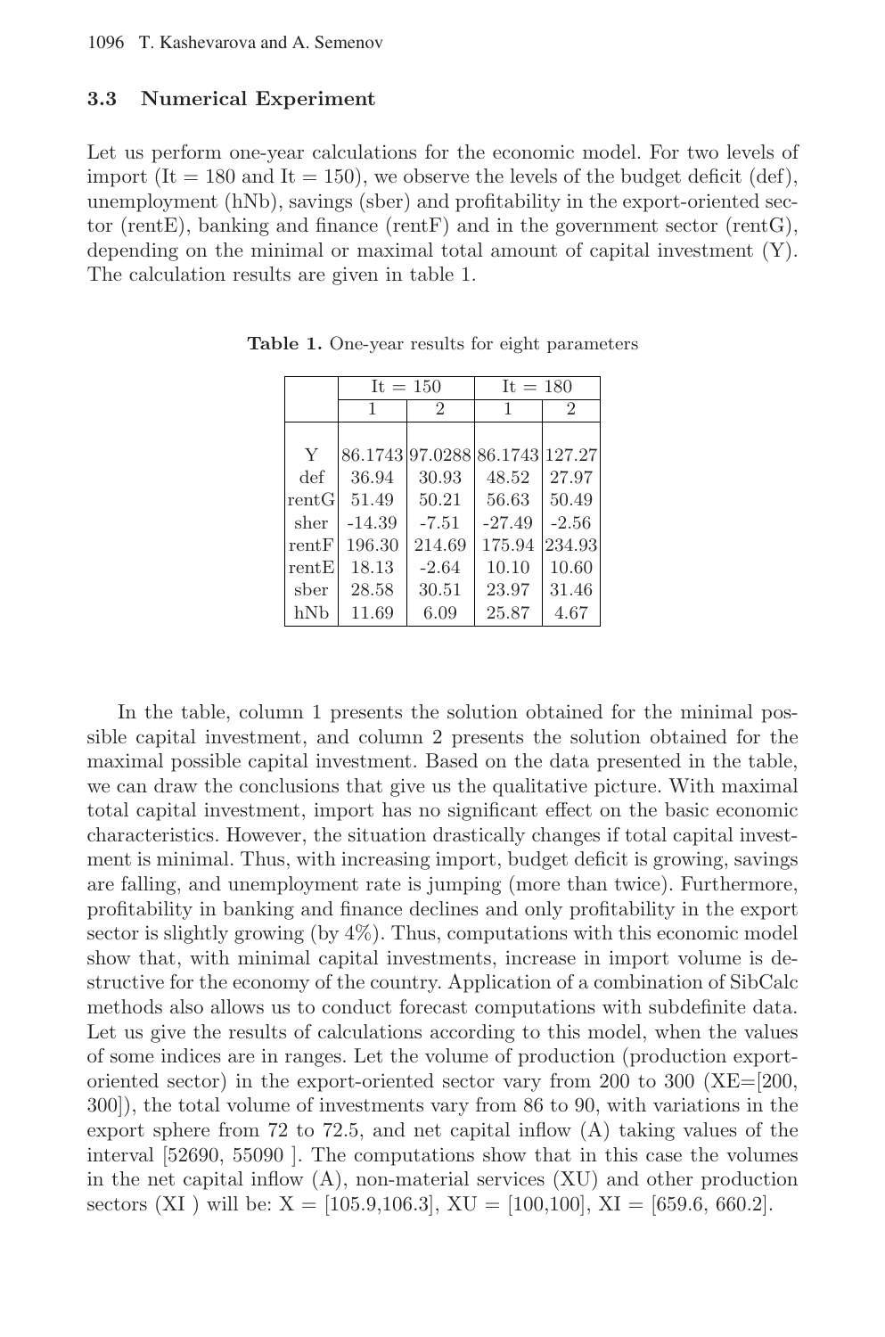### 3.3 Numerical Experiment

Let us perform one-year calculations for the economic model. For two levels of import (It = 180 and It = 150), we observe the levels of the budget deficit (def), unemployment (hNb), savings (sber) and profitability in the export-oriented sector (rentE), banking and finance (rentF) and in the government sector (rentG), depending on the minimal or maximal total amount of capital investment (Y). The calculation results are given in table 1.

**Table 1.** One-year results for eight parameters

| | It = 150 | | It = 180 | |
|---|---|---|---|---|
| | 1 | 2 | 1 | 2 |
| Y | 86.1743 | 97.0288 | 86.1743 | 127.27 |
| def | 36.94 | 30.93 | 48.52 | 27.97 |
| rentG | 51.49 | 50.21 | 56.63 | 50.49 |
| sher | -14.39 | -7.51 | -27.49 | -2.56 |
| rentF | 196.30 | 214.69 | 175.94 | 234.93 |
| rentE | 18.13 | -2.64 | 10.10 | 10.60 |
| sber | 28.58 | 30.51 | 23.97 | 31.46 |
| hNb | 11.69 | 6.09 | 25.87 | 4.67 |

In the table, column 1 presents the solution obtained for the minimal possible capital investment, and column 2 presents the solution obtained for the maximal possible capital investment. Based on the data presented in the table, we can draw the conclusions that give us the qualitative picture. With maximal total capital investment, import has no significant effect on the basic economic characteristics. However, the situation drastically changes if total capital investment is minimal. Thus, with increasing import, budget deficit is growing, savings are falling, and unemployment rate is jumping (more than twice). Furthermore, profitability in banking and finance declines and only profitability in the export sector is slightly growing (by 4%). Thus, computations with this economic model show that, with minimal capital investments, increase in import volume is destructive for the economy of the country. Application of a combination of SibCalc methods also allows us to conduct forecast computations with subdefinite data. Let us give the results of calculations according to this model, when the values of some indices are in ranges. Let the volume of production (production export-oriented sector) in the export-oriented sector vary from 200 to 300 (XE=[200, 300]), the total volume of investments vary from 86 to 90, with variations in the export sphere from 72 to 72.5, and net capital inflow (A) taking values of the interval [52690, 55090 ]. The computations show that in this case the volumes in the net capital inflow (A), non-material services (XU) and other production sectors (XI ) will be: X = [105.9,106.3], XU = [100,100], XI = [659.6, 660.2].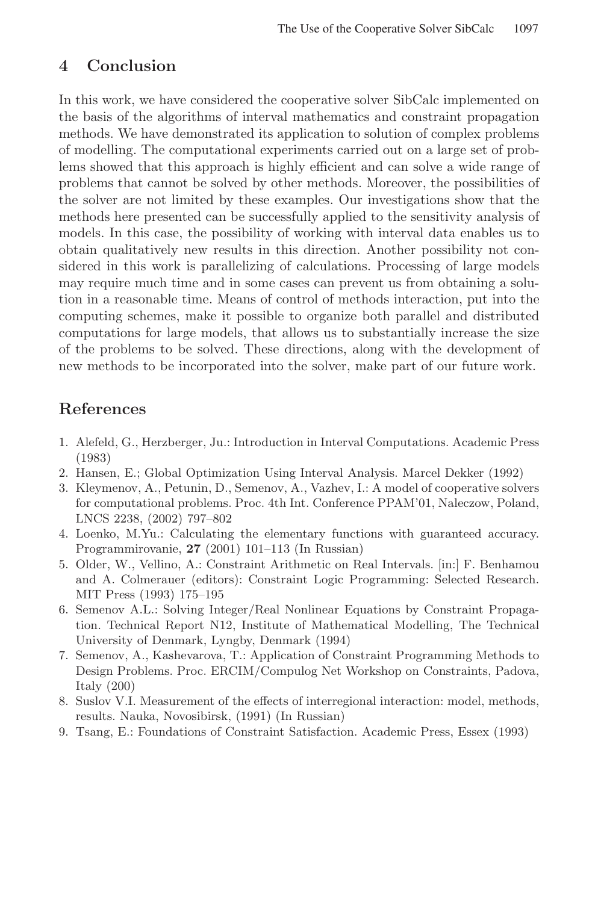## 4 Conclusion

In this work, we have considered the cooperative solver SibCalc implemented on the basis of the algorithms of interval mathematics and constraint propagation methods. We have demonstrated its application to solution of complex problems of modelling. The computational experiments carried out on a large set of problems showed that this approach is highly efficient and can solve a wide range of problems that cannot be solved by other methods. Moreover, the possibilities of the solver are not limited by these examples. Our investigations show that the methods here presented can be successfully applied to the sensitivity analysis of models. In this case, the possibility of working with interval data enables us to obtain qualitatively new results in this direction. Another possibility not considered in this work is parallelizing of calculations. Processing of large models may require much time and in some cases can prevent us from obtaining a solution in a reasonable time. Means of control of methods interaction, put into the computing schemes, make it possible to organize both parallel and distributed computations for large models, that allows us to substantially increase the size of the problems to be solved. These directions, along with the development of new methods to be incorporated into the solver, make part of our future work.

## References

1. Alefeld, G., Herzberger, Ju.: Introduction in Interval Computations. Academic Press (1983)
2. Hansen, E.; Global Optimization Using Interval Analysis. Marcel Dekker (1992)
3. Kleymenov, A., Petunin, D., Semenov, A., Vazhev, I.: A model of cooperative solvers for computational problems. Proc. 4th Int. Conference PPAM'01, Naleczow, Poland, LNCS 2238, (2002) 797–802
4. Loenko, M.Yu.: Calculating the elementary functions with guaranteed accuracy. Programmirovanie, **27** (2001) 101–113 (In Russian)
5. Older, W., Vellino, A.: Constraint Arithmetic on Real Intervals. [in:] F. Benhamou and A. Colmerauer (editors): Constraint Logic Programming: Selected Research. MIT Press (1993) 175–195
6. Semenov A.L.: Solving Integer/Real Nonlinear Equations by Constraint Propagation. Technical Report N12, Institute of Mathematical Modelling, The Technical University of Denmark, Lyngby, Denmark (1994)
7. Semenov, A., Kashevarova, T.: Application of Constraint Programming Methods to Design Problems. Proc. ERCIM/Compulog Net Workshop on Constraints, Padova, Italy (200)
8. Suslov V.I. Measurement of the effects of interregional interaction: model, methods, results. Nauka, Novosibirsk, (1991) (In Russian)
9. Tsang, E.: Foundations of Constraint Satisfaction. Academic Press, Essex (1993)